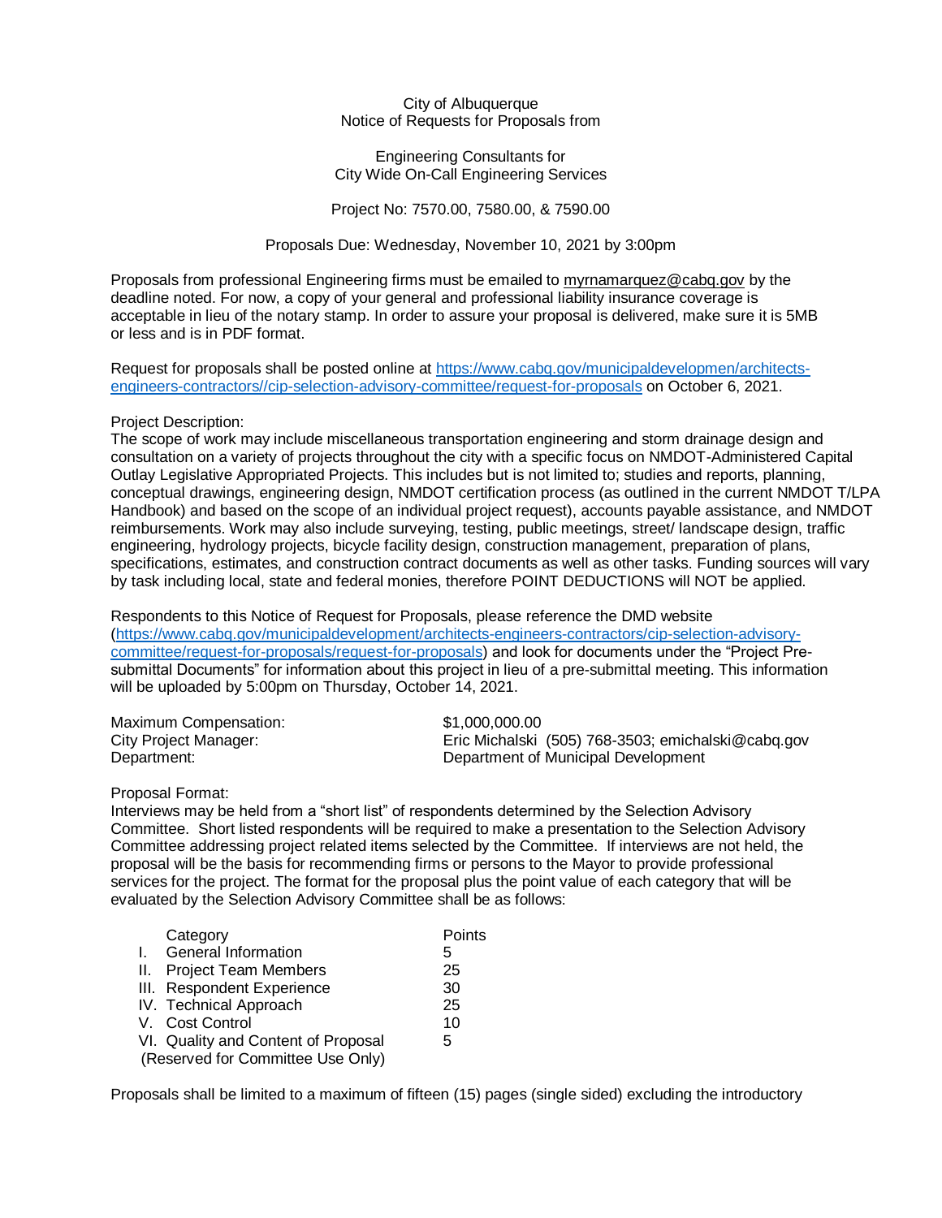City of Albuquerque
Notice of Requests for Proposals from

Engineering Consultants for
City Wide On-Call Engineering Services

Project No: 7570.00, 7580.00, & 7590.00

Proposals Due: Wednesday, November 10, 2021 by 3:00pm

Proposals from professional Engineering firms must be emailed to myrnamarquez@cabq.gov by the deadline noted. For now, a copy of your general and professional liability insurance coverage is acceptable in lieu of the notary stamp. In order to assure your proposal is delivered, make sure it is 5MB or less and is in PDF format.

Request for proposals shall be posted online at https://www.cabq.gov/municipaldevelopmen/architects-engineers-contractors//cip-selection-advisory-committee/request-for-proposals on October 6, 2021.

Project Description:
The scope of work may include miscellaneous transportation engineering and storm drainage design and consultation on a variety of projects throughout the city with a specific focus on NMDOT-Administered Capital Outlay Legislative Appropriated Projects. This includes but is not limited to; studies and reports, planning, conceptual drawings, engineering design, NMDOT certification process (as outlined in the current NMDOT T/LPA Handbook) and based on the scope of an individual project request), accounts payable assistance, and NMDOT reimbursements. Work may also include surveying, testing, public meetings, street/ landscape design, traffic engineering, hydrology projects, bicycle facility design, construction management, preparation of plans, specifications, estimates, and construction contract documents as well as other tasks. Funding sources will vary by task including local, state and federal monies, therefore POINT DEDUCTIONS will NOT be applied.

Respondents to this Notice of Request for Proposals, please reference the DMD website (https://www.cabq.gov/municipaldevelopment/architects-engineers-contractors/cip-selection-advisory-committee/request-for-proposals/request-for-proposals) and look for documents under the "Project Pre-submittal Documents" for information about this project in lieu of a pre-submittal meeting. This information will be uploaded by 5:00pm on Thursday, October 14, 2021.

| | |
|---|---|
| Maximum Compensation: | $1,000,000.00 |
| City Project Manager: | Eric Michalski (505) 768-3503; emichalski@cabq.gov |
| Department: | Department of Municipal Development |

Proposal Format:
Interviews may be held from a "short list" of respondents determined by the Selection Advisory Committee. Short listed respondents will be required to make a presentation to the Selection Advisory Committee addressing project related items selected by the Committee. If interviews are not held, the proposal will be the basis for recommending firms or persons to the Mayor to provide professional services for the project. The format for the proposal plus the point value of each category that will be evaluated by the Selection Advisory Committee shall be as follows:

| Category | Points |
|---|---|
| I. General Information | 5 |
| II. Project Team Members | 25 |
| III. Respondent Experience | 30 |
| IV. Technical Approach | 25 |
| V. Cost Control | 10 |
| VI. Quality and Content of Proposal (Reserved for Committee Use Only) | 5 |

Proposals shall be limited to a maximum of fifteen (15) pages (single sided) excluding the introductory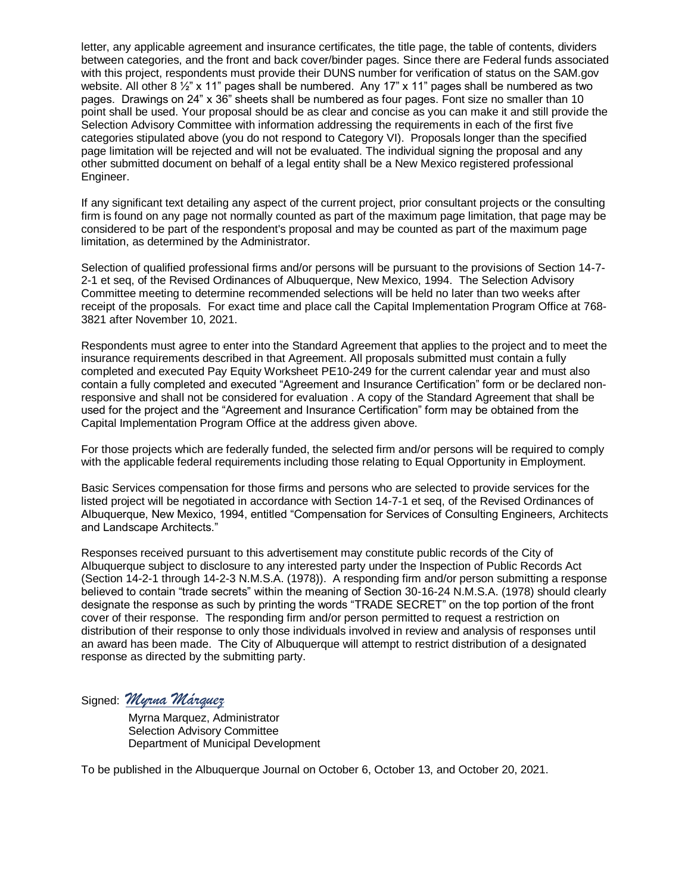letter, any applicable agreement and insurance certificates, the title page, the table of contents, dividers between categories, and the front and back cover/binder pages. Since there are Federal funds associated with this project, respondents must provide their DUNS number for verification of status on the SAM.gov website. All other 8 ½" x 11" pages shall be numbered. Any 17" x 11" pages shall be numbered as two pages. Drawings on 24" x 36" sheets shall be numbered as four pages. Font size no smaller than 10 point shall be used. Your proposal should be as clear and concise as you can make it and still provide the Selection Advisory Committee with information addressing the requirements in each of the first five categories stipulated above (you do not respond to Category VI). Proposals longer than the specified page limitation will be rejected and will not be evaluated. The individual signing the proposal and any other submitted document on behalf of a legal entity shall be a New Mexico registered professional Engineer.

If any significant text detailing any aspect of the current project, prior consultant projects or the consulting firm is found on any page not normally counted as part of the maximum page limitation, that page may be considered to be part of the respondent's proposal and may be counted as part of the maximum page limitation, as determined by the Administrator.

Selection of qualified professional firms and/or persons will be pursuant to the provisions of Section 14-7-2-1 et seq, of the Revised Ordinances of Albuquerque, New Mexico, 1994. The Selection Advisory Committee meeting to determine recommended selections will be held no later than two weeks after receipt of the proposals. For exact time and place call the Capital Implementation Program Office at 768-3821 after November 10, 2021.

Respondents must agree to enter into the Standard Agreement that applies to the project and to meet the insurance requirements described in that Agreement. All proposals submitted must contain a fully completed and executed Pay Equity Worksheet PE10-249 for the current calendar year and must also contain a fully completed and executed "Agreement and Insurance Certification" form or be declared non-responsive and shall not be considered for evaluation . A copy of the Standard Agreement that shall be used for the project and the "Agreement and Insurance Certification" form may be obtained from the Capital Implementation Program Office at the address given above.

For those projects which are federally funded, the selected firm and/or persons will be required to comply with the applicable federal requirements including those relating to Equal Opportunity in Employment.

Basic Services compensation for those firms and persons who are selected to provide services for the listed project will be negotiated in accordance with Section 14-7-1 et seq, of the Revised Ordinances of Albuquerque, New Mexico, 1994, entitled "Compensation for Services of Consulting Engineers, Architects and Landscape Architects."

Responses received pursuant to this advertisement may constitute public records of the City of Albuquerque subject to disclosure to any interested party under the Inspection of Public Records Act (Section 14-2-1 through 14-2-3 N.M.S.A. (1978)). A responding firm and/or person submitting a response believed to contain "trade secrets" within the meaning of Section 30-16-24 N.M.S.A. (1978) should clearly designate the response as such by printing the words "TRADE SECRET" on the top portion of the front cover of their response. The responding firm and/or person permitted to request a restriction on distribution of their response to only those individuals involved in review and analysis of responses until an award has been made. The City of Albuquerque will attempt to restrict distribution of a designated response as directed by the submitting party.

Signed: *Myrna Márquez*

Myrna Marquez, Administrator
Selection Advisory Committee
Department of Municipal Development

To be published in the Albuquerque Journal on October 6, October 13, and October 20, 2021.